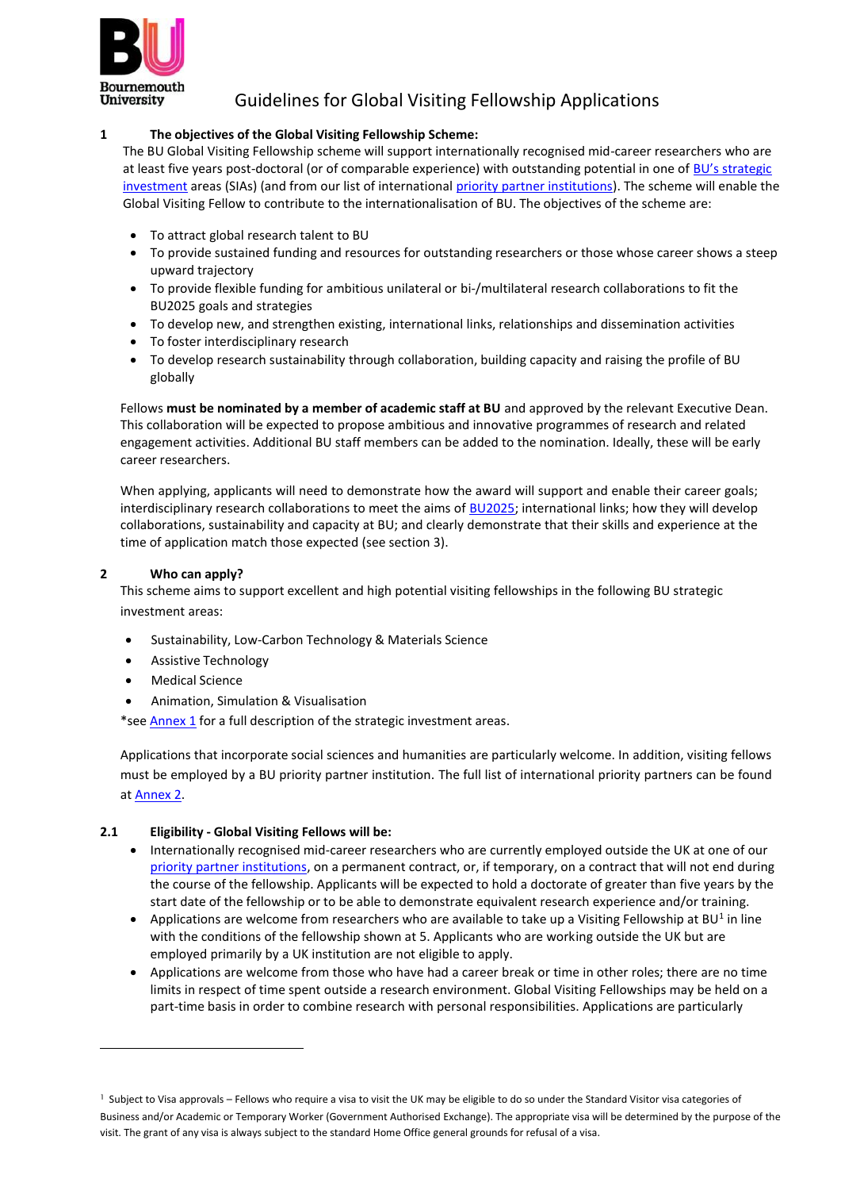Bournemouth University

# Guidelines for Global Visiting Fellowship Applications

## 1 The objectives of the Global Visiting Fellowship Scheme:

The BU Global Visiting Fellowship scheme will support internationally recognised mid-career researchers who are at least five years post-doctoral (or of comparable experience) with outstanding potential in one of BU's strategic investment areas (SIAs) (and from our list of international priority partner institutions). The scheme will enable the Global Visiting Fellow to contribute to the internationalisation of BU. The objectives of the scheme are:

- To attract global research talent to BU
- To provide sustained funding and resources for outstanding researchers or those whose career shows a steep upward trajectory
- To provide flexible funding for ambitious unilateral or bi-/multilateral research collaborations to fit the BU2025 goals and strategies
- To develop new, and strengthen existing, international links, relationships and dissemination activities
- To foster interdisciplinary research
- To develop research sustainability through collaboration, building capacity and raising the profile of BU globally

Fellows **must be nominated by a member of academic staff at BU** and approved by the relevant Executive Dean. This collaboration will be expected to propose ambitious and innovative programmes of research and related engagement activities. Additional BU staff members can be added to the nomination. Ideally, these will be early career researchers.

When applying, applicants will need to demonstrate how the award will support and enable their career goals; interdisciplinary research collaborations to meet the aims of BU2025; international links; how they will develop collaborations, sustainability and capacity at BU; and clearly demonstrate that their skills and experience at the time of application match those expected (see section 3).

## 2 Who can apply?

This scheme aims to support excellent and high potential visiting fellowships in the following BU strategic investment areas:

- Sustainability, Low-Carbon Technology & Materials Science
- Assistive Technology
- Medical Science
- Animation, Simulation & Visualisation

*see Annex 1 for a full description of the strategic investment areas.

Applications that incorporate social sciences and humanities are particularly welcome. In addition, visiting fellows must be employed by a BU priority partner institution. The full list of international priority partners can be found at Annex 2.

### 2.1 Eligibility - Global Visiting Fellows will be:

- Internationally recognised mid-career researchers who are currently employed outside the UK at one of our priority partner institutions, on a permanent contract, or, if temporary, on a contract that will not end during the course of the fellowship. Applicants will be expected to hold a doctorate of greater than five years by the start date of the fellowship or to be able to demonstrate equivalent research experience and/or training.
- Applications are welcome from researchers who are available to take up a Visiting Fellowship at BU[1] in line with the conditions of the fellowship shown at 5. Applicants who are working outside the UK but are employed primarily by a UK institution are not eligible to apply.
- Applications are welcome from those who have had a career break or time in other roles; there are no time limits in respect of time spent outside a research environment. Global Visiting Fellowships may be held on a part-time basis in order to combine research with personal responsibilities. Applications are particularly

[1] Subject to Visa approvals – Fellows who require a visa to visit the UK may be eligible to do so under the Standard Visitor visa categories of Business and/or Academic or Temporary Worker (Government Authorised Exchange). The appropriate visa will be determined by the purpose of the visit. The grant of any visa is always subject to the standard Home Office general grounds for refusal of a visa.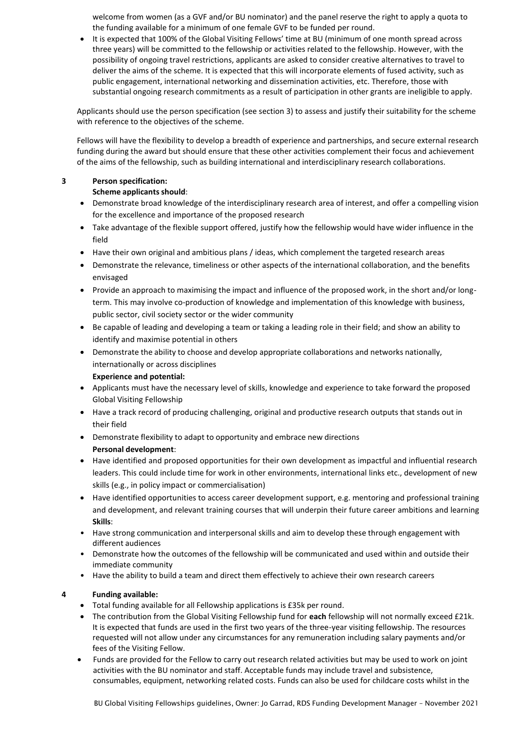welcome from women (as a GVF and/or BU nominator) and the panel reserve the right to apply a quota to the funding available for a minimum of one female GVF to be funded per round.

- It is expected that 100% of the Global Visiting Fellows' time at BU (minimum of one month spread across three years) will be committed to the fellowship or activities related to the fellowship. However, with the possibility of ongoing travel restrictions, applicants are asked to consider creative alternatives to travel to deliver the aims of the scheme. It is expected that this will incorporate elements of fused activity, such as public engagement, international networking and dissemination activities, etc. Therefore, those with substantial ongoing research commitments as a result of participation in other grants are ineligible to apply.

Applicants should use the person specification (see section 3) to assess and justify their suitability for the scheme with reference to the objectives of the scheme.

Fellows will have the flexibility to develop a breadth of experience and partnerships, and secure external research funding during the award but should ensure that these other activities complement their focus and achievement of the aims of the fellowship, such as building international and interdisciplinary research collaborations.

## 3 Person specification:

**Scheme applicants should**:

- Demonstrate broad knowledge of the interdisciplinary research area of interest, and offer a compelling vision for the excellence and importance of the proposed research
- Take advantage of the flexible support offered, justify how the fellowship would have wider influence in the field
- Have their own original and ambitious plans / ideas, which complement the targeted research areas
- Demonstrate the relevance, timeliness or other aspects of the international collaboration, and the benefits envisaged
- Provide an approach to maximising the impact and influence of the proposed work, in the short and/or long-term. This may involve co-production of knowledge and implementation of this knowledge with business, public sector, civil society sector or the wider community
- Be capable of leading and developing a team or taking a leading role in their field; and show an ability to identify and maximise potential in others
- Demonstrate the ability to choose and develop appropriate collaborations and networks nationally, internationally or across disciplines

**Experience and potential:**

- Applicants must have the necessary level of skills, knowledge and experience to take forward the proposed Global Visiting Fellowship
- Have a track record of producing challenging, original and productive research outputs that stands out in their field
- Demonstrate flexibility to adapt to opportunity and embrace new directions

**Personal development**:

- Have identified and proposed opportunities for their own development as impactful and influential research leaders. This could include time for work in other environments, international links etc., development of new skills (e.g., in policy impact or commercialisation)
- Have identified opportunities to access career development support, e.g. mentoring and professional training and development, and relevant training courses that will underpin their future career ambitions and learning

**Skills**:

- Have strong communication and interpersonal skills and aim to develop these through engagement with different audiences
- Demonstrate how the outcomes of the fellowship will be communicated and used within and outside their immediate community
- Have the ability to build a team and direct them effectively to achieve their own research careers

## 4 Funding available:

- Total funding available for all Fellowship applications is £35k per round.
- The contribution from the Global Visiting Fellowship fund for **each** fellowship will not normally exceed £21k. It is expected that funds are used in the first two years of the three-year visiting fellowship. The resources requested will not allow under any circumstances for any remuneration including salary payments and/or fees of the Visiting Fellow.
- Funds are provided for the Fellow to carry out research related activities but may be used to work on joint activities with the BU nominator and staff. Acceptable funds may include travel and subsistence, consumables, equipment, networking related costs. Funds can also be used for childcare costs whilst in the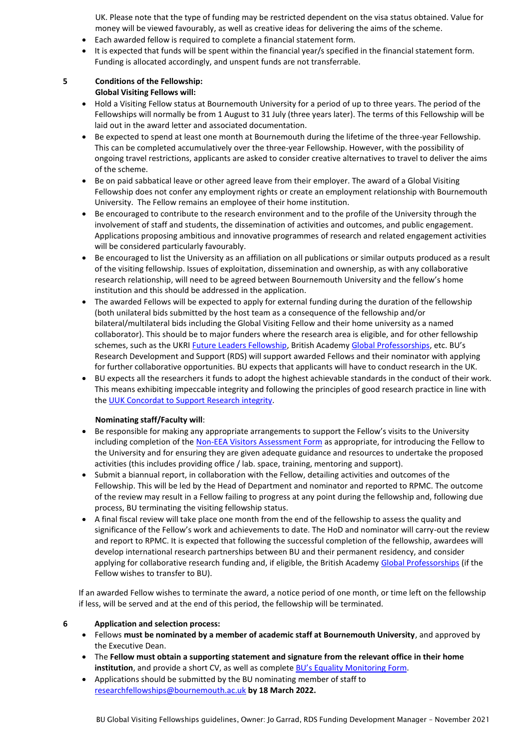UK. Please note that the type of funding may be restricted dependent on the visa status obtained. Value for money will be viewed favourably, as well as creative ideas for delivering the aims of the scheme.

- Each awarded fellow is required to complete a financial statement form.
- It is expected that funds will be spent within the financial year/s specified in the financial statement form. Funding is allocated accordingly, and unspent funds are not transferrable.

## 5 Conditions of the Fellowship:

**Global Visiting Fellows will:**

- Hold a Visiting Fellow status at Bournemouth University for a period of up to three years. The period of the Fellowships will normally be from 1 August to 31 July (three years later). The terms of this Fellowship will be laid out in the award letter and associated documentation.
- Be expected to spend at least one month at Bournemouth during the lifetime of the three-year Fellowship. This can be completed accumulatively over the three-year Fellowship. However, with the possibility of ongoing travel restrictions, applicants are asked to consider creative alternatives to travel to deliver the aims of the scheme.
- Be on paid sabbatical leave or other agreed leave from their employer. The award of a Global Visiting Fellowship does not confer any employment rights or create an employment relationship with Bournemouth University. The Fellow remains an employee of their home institution.
- Be encouraged to contribute to the research environment and to the profile of the University through the involvement of staff and students, the dissemination of activities and outcomes, and public engagement. Applications proposing ambitious and innovative programmes of research and related engagement activities will be considered particularly favourably.
- Be encouraged to list the University as an affiliation on all publications or similar outputs produced as a result of the visiting fellowship. Issues of exploitation, dissemination and ownership, as with any collaborative research relationship, will need to be agreed between Bournemouth University and the fellow's home institution and this should be addressed in the application.
- The awarded Fellows will be expected to apply for external funding during the duration of the fellowship (both unilateral bids submitted by the host team as a consequence of the fellowship and/or bilateral/multilateral bids including the Global Visiting Fellow and their home university as a named collaborator). This should be to major funders where the research area is eligible, and for other fellowship schemes, such as the UKRI Future Leaders Fellowship, British Academy Global Professorships, etc. BU's Research Development and Support (RDS) will support awarded Fellows and their nominator with applying for further collaborative opportunities. BU expects that applicants will have to conduct research in the UK.
- BU expects all the researchers it funds to adopt the highest achievable standards in the conduct of their work. This means exhibiting impeccable integrity and following the principles of good research practice in line with the UUK Concordat to Support Research integrity.

**Nominating staff/Faculty will**:

- Be responsible for making any appropriate arrangements to support the Fellow's visits to the University including completion of the Non-EEA Visitors Assessment Form as appropriate, for introducing the Fellow to the University and for ensuring they are given adequate guidance and resources to undertake the proposed activities (this includes providing office / lab. space, training, mentoring and support).
- Submit a biannual report, in collaboration with the Fellow, detailing activities and outcomes of the Fellowship. This will be led by the Head of Department and nominator and reported to RPMC. The outcome of the review may result in a Fellow failing to progress at any point during the fellowship and, following due process, BU terminating the visiting fellowship status.
- A final fiscal review will take place one month from the end of the fellowship to assess the quality and significance of the Fellow's work and achievements to date. The HoD and nominator will carry-out the review and report to RPMC. It is expected that following the successful completion of the fellowship, awardees will develop international research partnerships between BU and their permanent residency, and consider applying for collaborative research funding and, if eligible, the British Academy Global Professorships (if the Fellow wishes to transfer to BU).

If an awarded Fellow wishes to terminate the award, a notice period of one month, or time left on the fellowship if less, will be served and at the end of this period, the fellowship will be terminated.

## 6 Application and selection process:

- Fellows **must be nominated by a member of academic staff at Bournemouth University**, and approved by the Executive Dean.
- The **Fellow must obtain a supporting statement and signature from the relevant office in their home institution**, and provide a short CV, as well as complete BU's Equality Monitoring Form.
- Applications should be submitted by the BU nominating member of staff to researchfellowships@bournemouth.ac.uk **by 18 March 2022.**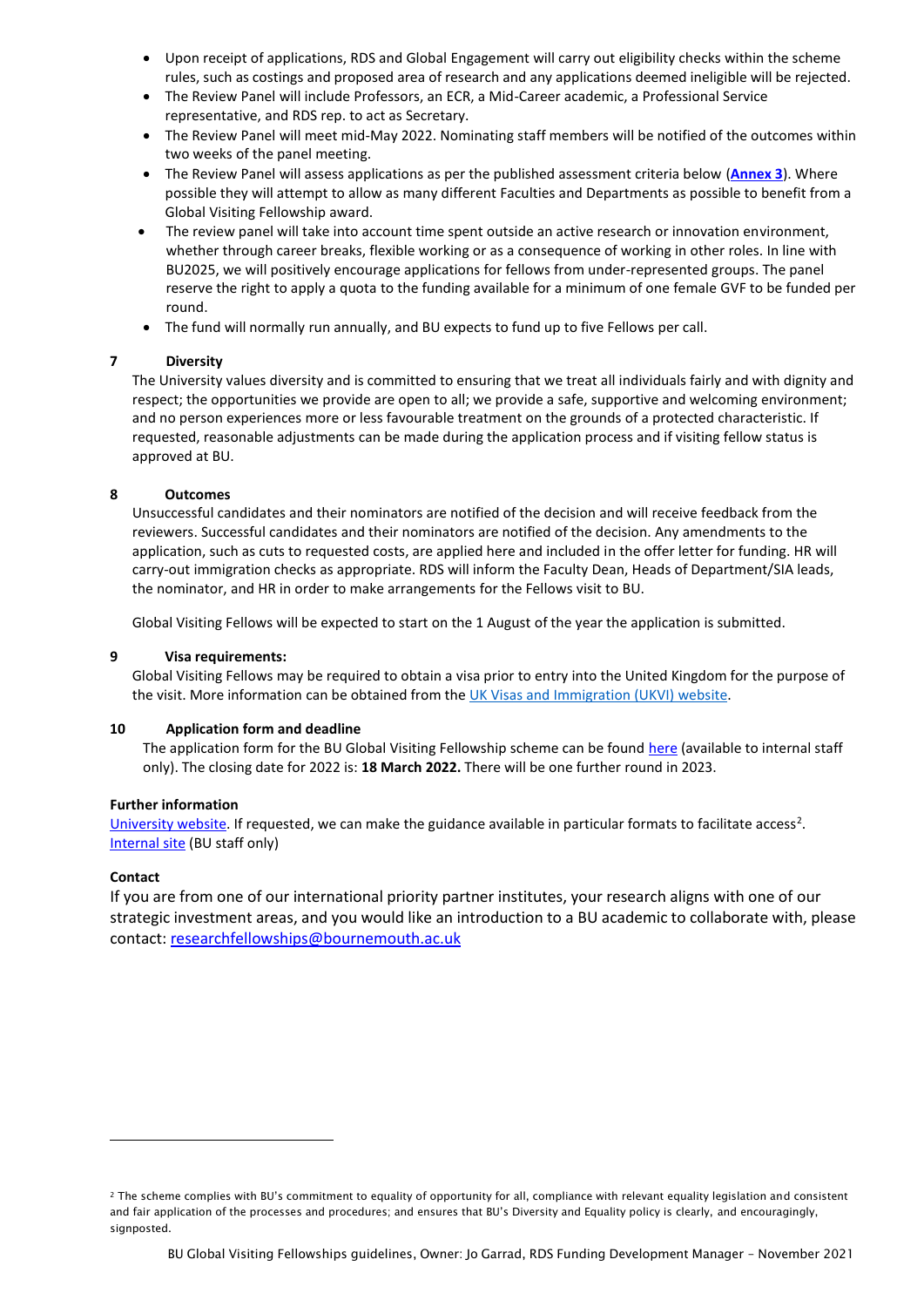- Upon receipt of applications, RDS and Global Engagement will carry out eligibility checks within the scheme rules, such as costings and proposed area of research and any applications deemed ineligible will be rejected.
- The Review Panel will include Professors, an ECR, a Mid-Career academic, a Professional Service representative, and RDS rep. to act as Secretary.
- The Review Panel will meet mid-May 2022. Nominating staff members will be notified of the outcomes within two weeks of the panel meeting.
- The Review Panel will assess applications as per the published assessment criteria below (**Annex 3**). Where possible they will attempt to allow as many different Faculties and Departments as possible to benefit from a Global Visiting Fellowship award.
- The review panel will take into account time spent outside an active research or innovation environment, whether through career breaks, flexible working or as a consequence of working in other roles. In line with BU2025, we will positively encourage applications for fellows from under-represented groups. The panel reserve the right to apply a quota to the funding available for a minimum of one female GVF to be funded per round.
- The fund will normally run annually, and BU expects to fund up to five Fellows per call.

## 7 Diversity

The University values diversity and is committed to ensuring that we treat all individuals fairly and with dignity and respect; the opportunities we provide are open to all; we provide a safe, supportive and welcoming environment; and no person experiences more or less favourable treatment on the grounds of a protected characteristic. If requested, reasonable adjustments can be made during the application process and if visiting fellow status is approved at BU.

## 8 Outcomes

Unsuccessful candidates and their nominators are notified of the decision and will receive feedback from the reviewers. Successful candidates and their nominators are notified of the decision. Any amendments to the application, such as cuts to requested costs, are applied here and included in the offer letter for funding. HR will carry-out immigration checks as appropriate. RDS will inform the Faculty Dean, Heads of Department/SIA leads, the nominator, and HR in order to make arrangements for the Fellows visit to BU.

Global Visiting Fellows will be expected to start on the 1 August of the year the application is submitted.

## 9 Visa requirements:

Global Visiting Fellows may be required to obtain a visa prior to entry into the United Kingdom for the purpose of the visit. More information can be obtained from the UK Visas and Immigration (UKVI) website.

## 10 Application form and deadline

The application form for the BU Global Visiting Fellowship scheme can be found here (available to internal staff only). The closing date for 2022 is: **18 March 2022.** There will be one further round in 2023.

**Further information**

University website. If requested, we can make the guidance available in particular formats to facilitate access[2].
Internal site (BU staff only)

**Contact**

If you are from one of our international priority partner institutes, your research aligns with one of our strategic investment areas, and you would like an introduction to a BU academic to collaborate with, please contact: researchfellowships@bournemouth.ac.uk

[2] The scheme complies with BU's commitment to equality of opportunity for all, compliance with relevant equality legislation and consistent and fair application of the processes and procedures; and ensures that BU's Diversity and Equality policy is clearly, and encouragingly, signposted.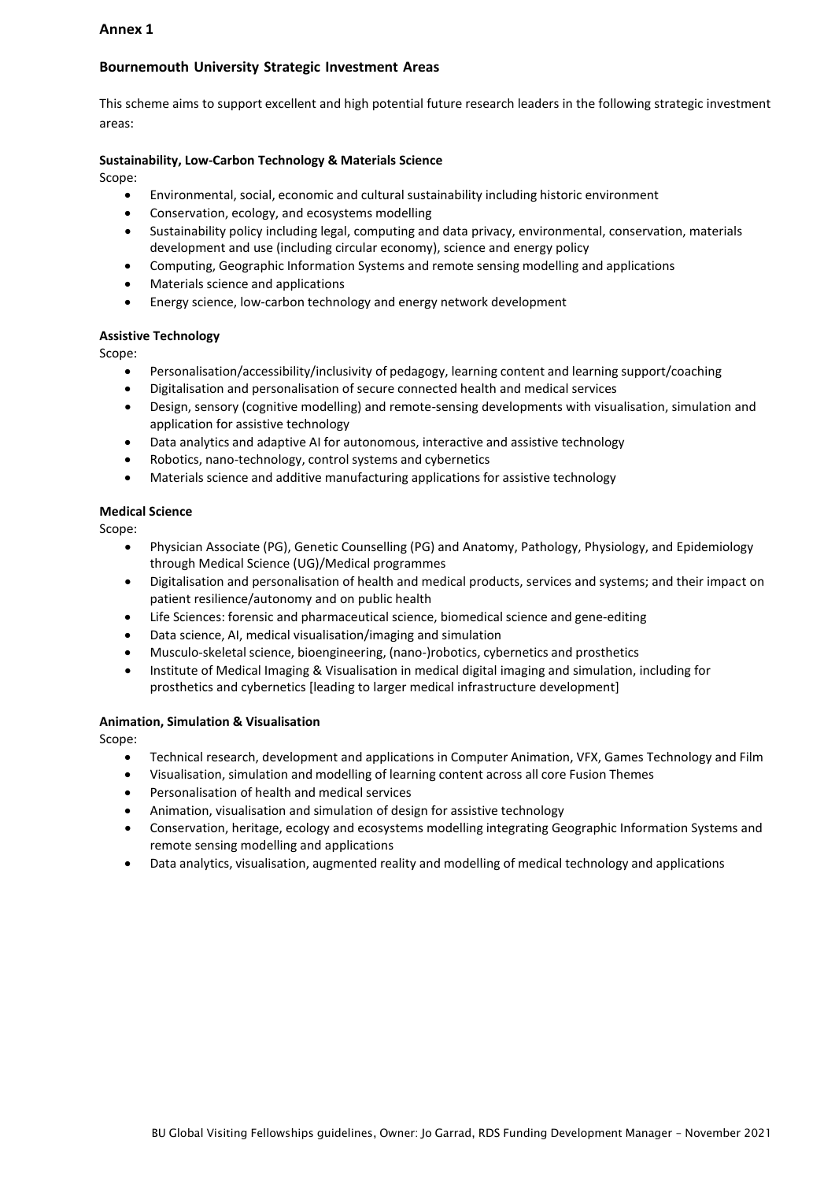## Annex 1

### Bournemouth University Strategic Investment Areas

This scheme aims to support excellent and high potential future research leaders in the following strategic investment areas:

**Sustainability, Low-Carbon Technology & Materials Science**

Scope:

- Environmental, social, economic and cultural sustainability including historic environment
- Conservation, ecology, and ecosystems modelling
- Sustainability policy including legal, computing and data privacy, environmental, conservation, materials development and use (including circular economy), science and energy policy
- Computing, Geographic Information Systems and remote sensing modelling and applications
- Materials science and applications
- Energy science, low-carbon technology and energy network development

**Assistive Technology**

Scope:

- Personalisation/accessibility/inclusivity of pedagogy, learning content and learning support/coaching
- Digitalisation and personalisation of secure connected health and medical services
- Design, sensory (cognitive modelling) and remote-sensing developments with visualisation, simulation and application for assistive technology
- Data analytics and adaptive AI for autonomous, interactive and assistive technology
- Robotics, nano-technology, control systems and cybernetics
- Materials science and additive manufacturing applications for assistive technology

**Medical Science**

Scope:

- Physician Associate (PG), Genetic Counselling (PG) and Anatomy, Pathology, Physiology, and Epidemiology through Medical Science (UG)/Medical programmes
- Digitalisation and personalisation of health and medical products, services and systems; and their impact on patient resilience/autonomy and on public health
- Life Sciences: forensic and pharmaceutical science, biomedical science and gene-editing
- Data science, AI, medical visualisation/imaging and simulation
- Musculo-skeletal science, bioengineering, (nano-)robotics, cybernetics and prosthetics
- Institute of Medical Imaging & Visualisation in medical digital imaging and simulation, including for prosthetics and cybernetics [leading to larger medical infrastructure development]

**Animation, Simulation & Visualisation**

Scope:

- Technical research, development and applications in Computer Animation, VFX, Games Technology and Film
- Visualisation, simulation and modelling of learning content across all core Fusion Themes
- Personalisation of health and medical services
- Animation, visualisation and simulation of design for assistive technology
- Conservation, heritage, ecology and ecosystems modelling integrating Geographic Information Systems and remote sensing modelling and applications
- Data analytics, visualisation, augmented reality and modelling of medical technology and applications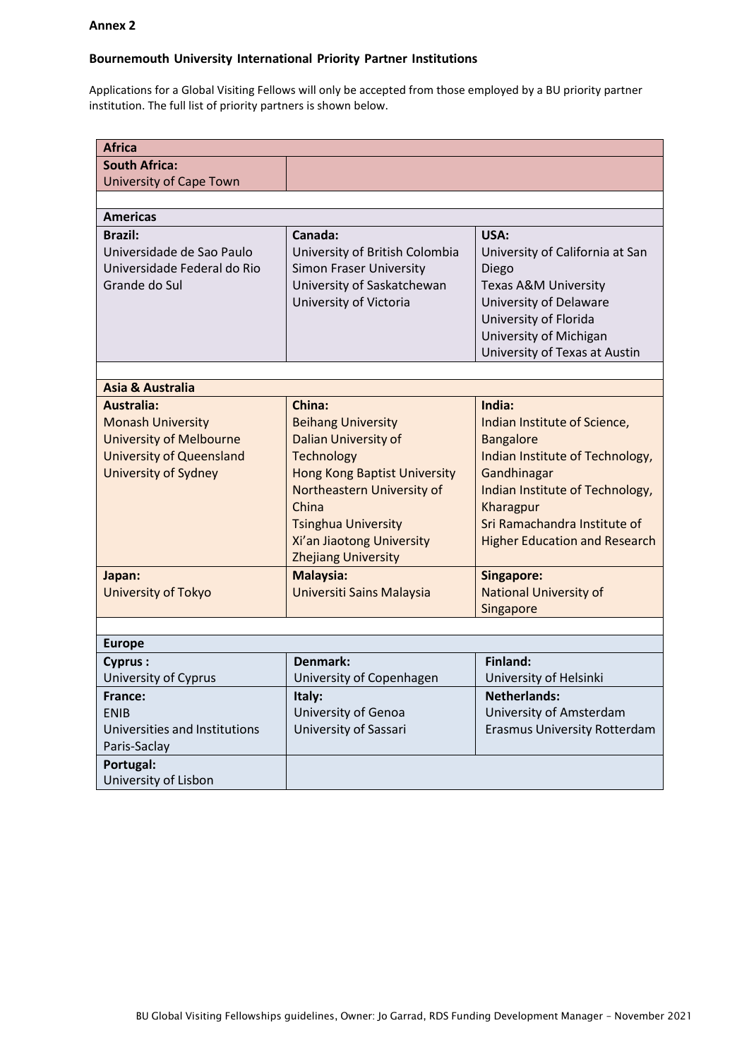**Annex 2**

**Bournemouth University International Priority Partner Institutions**

Applications for a Global Visiting Fellows will only be accepted from those employed by a BU priority partner institution. The full list of priority partners is shown below.

| **Africa** | | |
|---|---|---|
| **South Africa:**<br>University of Cape Town | | |
| | | |
| **Americas** | | |
| **Brazil:**<br>Universidade de Sao Paulo<br>Universidade Federal do Rio Grande do Sul | **Canada:**<br>University of British Colombia<br>Simon Fraser University<br>University of Saskatchewan<br>University of Victoria | **USA:**<br>University of California at San Diego<br>Texas A&M University<br>University of Delaware<br>University of Florida<br>University of Michigan<br>University of Texas at Austin |
| | | |
| **Asia & Australia** | | |
| **Australia:**<br>Monash University<br>University of Melbourne<br>University of Queensland<br>University of Sydney | **China:**<br>Beihang University<br>Dalian University of Technology<br>Hong Kong Baptist University<br>Northeastern University of China<br>Tsinghua University<br>Xi'an Jiaotong University<br>Zhejiang University | **India:**<br>Indian Institute of Science, Bangalore<br>Indian Institute of Technology, Gandhinagar<br>Indian Institute of Technology, Kharagpur<br>Sri Ramachandra Institute of Higher Education and Research |
| **Japan:**<br>University of Tokyo | **Malaysia:**<br>Universiti Sains Malaysia | **Singapore:**<br>National University of Singapore |
| | | |
| **Europe** | | |
| **Cyprus :**<br>University of Cyprus | **Denmark:**<br>University of Copenhagen | **Finland:**<br>University of Helsinki |
| **France:**<br>ENIB<br>Universities and Institutions Paris-Saclay | **Italy:**<br>University of Genoa<br>University of Sassari | **Netherlands:**<br>University of Amsterdam<br>Erasmus University Rotterdam |
| **Portugal:**<br>University of Lisbon | | |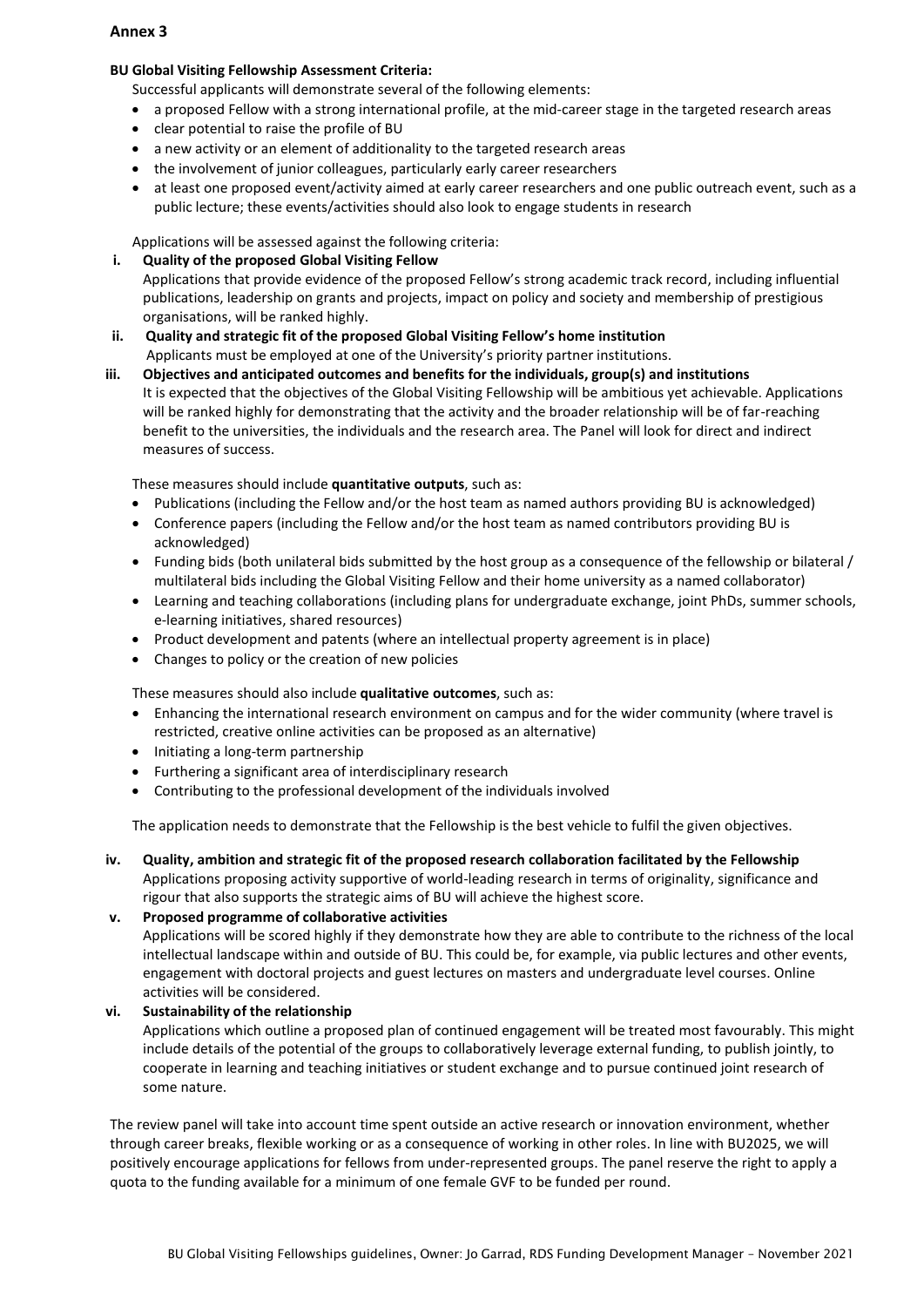## Annex 3

**BU Global Visiting Fellowship Assessment Criteria:**

Successful applicants will demonstrate several of the following elements:

- a proposed Fellow with a strong international profile, at the mid-career stage in the targeted research areas
- clear potential to raise the profile of BU
- a new activity or an element of additionality to the targeted research areas
- the involvement of junior colleagues, particularly early career researchers
- at least one proposed event/activity aimed at early career researchers and one public outreach event, such as a public lecture; these events/activities should also look to engage students in research

Applications will be assessed against the following criteria:

**i. Quality of the proposed Global Visiting Fellow**

Applications that provide evidence of the proposed Fellow's strong academic track record, including influential publications, leadership on grants and projects, impact on policy and society and membership of prestigious organisations, will be ranked highly.

**ii. Quality and strategic fit of the proposed Global Visiting Fellow's home institution**

Applicants must be employed at one of the University's priority partner institutions.

**iii. Objectives and anticipated outcomes and benefits for the individuals, group(s) and institutions**

It is expected that the objectives of the Global Visiting Fellowship will be ambitious yet achievable. Applications will be ranked highly for demonstrating that the activity and the broader relationship will be of far-reaching benefit to the universities, the individuals and the research area. The Panel will look for direct and indirect measures of success.

These measures should include **quantitative outputs**, such as:

- Publications (including the Fellow and/or the host team as named authors providing BU is acknowledged)
- Conference papers (including the Fellow and/or the host team as named contributors providing BU is acknowledged)
- Funding bids (both unilateral bids submitted by the host group as a consequence of the fellowship or bilateral / multilateral bids including the Global Visiting Fellow and their home university as a named collaborator)
- Learning and teaching collaborations (including plans for undergraduate exchange, joint PhDs, summer schools, e-learning initiatives, shared resources)
- Product development and patents (where an intellectual property agreement is in place)
- Changes to policy or the creation of new policies

These measures should also include **qualitative outcomes**, such as:

- Enhancing the international research environment on campus and for the wider community (where travel is restricted, creative online activities can be proposed as an alternative)
- Initiating a long-term partnership
- Furthering a significant area of interdisciplinary research
- Contributing to the professional development of the individuals involved

The application needs to demonstrate that the Fellowship is the best vehicle to fulfil the given objectives.

**iv. Quality, ambition and strategic fit of the proposed research collaboration facilitated by the Fellowship**

Applications proposing activity supportive of world-leading research in terms of originality, significance and rigour that also supports the strategic aims of BU will achieve the highest score.

**v. Proposed programme of collaborative activities**

Applications will be scored highly if they demonstrate how they are able to contribute to the richness of the local intellectual landscape within and outside of BU. This could be, for example, via public lectures and other events, engagement with doctoral projects and guest lectures on masters and undergraduate level courses. Online activities will be considered.

**vi. Sustainability of the relationship**

Applications which outline a proposed plan of continued engagement will be treated most favourably. This might include details of the potential of the groups to collaboratively leverage external funding, to publish jointly, to cooperate in learning and teaching initiatives or student exchange and to pursue continued joint research of some nature.

The review panel will take into account time spent outside an active research or innovation environment, whether through career breaks, flexible working or as a consequence of working in other roles. In line with BU2025, we will positively encourage applications for fellows from under-represented groups. The panel reserve the right to apply a quota to the funding available for a minimum of one female GVF to be funded per round.